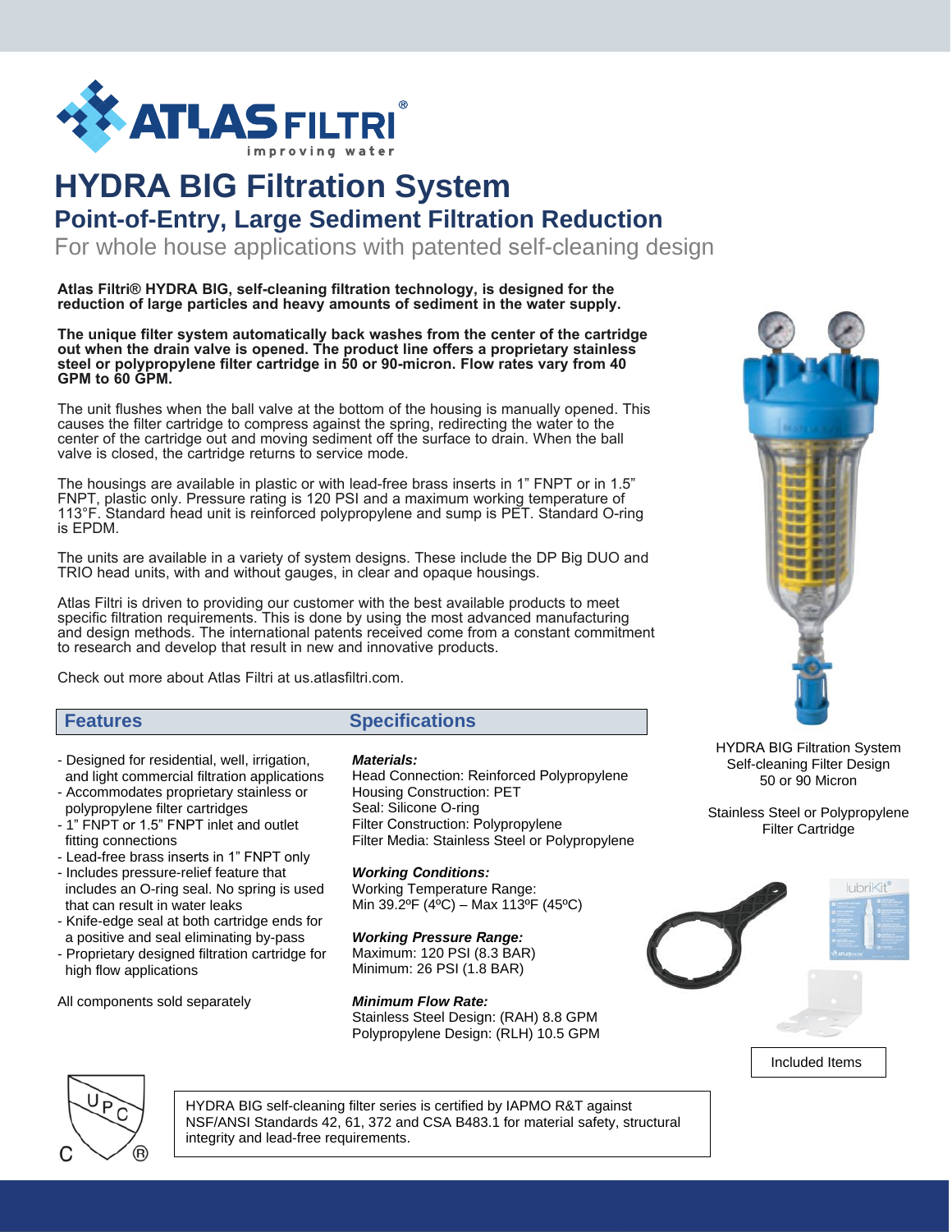# HYDRA BIG Filtration System

## Point-of-Entry, Large Sediment Filtration Reduction

For whole house applications with patented self-cleaning design

**Atlas Filtri® HYDRA BIG, self-cleaning filtration technology, is designed for the reduction of large particles and heavy amounts of sediment in the water supply.**

**The unique filter system automatically back washes from the center of the cartridge out when the drain valve is opened. The product line offers a proprietary stainless steel or polypropylene filter cartridge in 50 or 90-micron. Flow rates vary from 40 GPM to 60 GPM.**

The unit flushes when the ball valve at the bottom of the housing is manually opened. This causes the filter cartridge to compress against the spring, redirecting the water to the center of the cartridge out and moving sediment off the surface to drain. When the ball valve is closed, the cartridge returns to service mode.

The housings are available in plastic or with lead-free brass inserts in 1" FNPT or in 1.5" FNPT, plastic only. Pressure rating is 120 PSI and a maximum working temperature of 113°F. Standard head unit is reinforced polypropylene and sump is PET. Standard O-ring is EPDM.

The units are available in a variety of system designs. These include the DP Big DUO and TRIO head units, with and without gauges, in clear and opaque housings.

Atlas Filtri is driven to providing our customer with the best available products to meet specific filtration requirements. This is done by using the most advanced manufacturing and design methods. The international patents received come from a constant commitment to research and develop that result in new and innovative products.

Check out more about Atlas Filtri at us.atlasfiltri.com.

HYDRA BIG Filtration System
Self-cleaning Filter Design
50 or 90 Micron

Stainless Steel or Polypropylene
Filter Cartridge

## Features

- Designed for residential, well, irrigation, and light commercial filtration applications
- Accommodates proprietary stainless or polypropylene filter cartridges
- 1" FNPT or 1.5" FNPT inlet and outlet fitting connections
- Lead-free brass inserts in 1" FNPT only
- Includes pressure-relief feature that includes an O-ring seal. No spring is used that can result in water leaks
- Knife-edge seal at both cartridge ends for a positive and seal eliminating by-pass
- Proprietary designed filtration cartridge for high flow applications

All components sold separately

## Specifications

***Materials:***
Head Connection: Reinforced Polypropylene
Housing Construction: PET
Seal: Silicone O-ring
Filter Construction: Polypropylene
Filter Media: Stainless Steel or Polypropylene

***Working Conditions:***
Working Temperature Range:
Min 39.2ºF (4ºC) – Max 113ºF (45ºC)

***Working Pressure Range:***
Maximum: 120 PSI (8.3 BAR)
Minimum: 26 PSI (1.8 BAR)

***Minimum Flow Rate:***
Stainless Steel Design: (RAH) 8.8 GPM
Polypropylene Design: (RLH) 10.5 GPM

Included Items

HYDRA BIG self-cleaning filter series is certified by IAPMO R&T against NSF/ANSI Standards 42, 61, 372 and CSA B483.1 for material safety, structural integrity and lead-free requirements.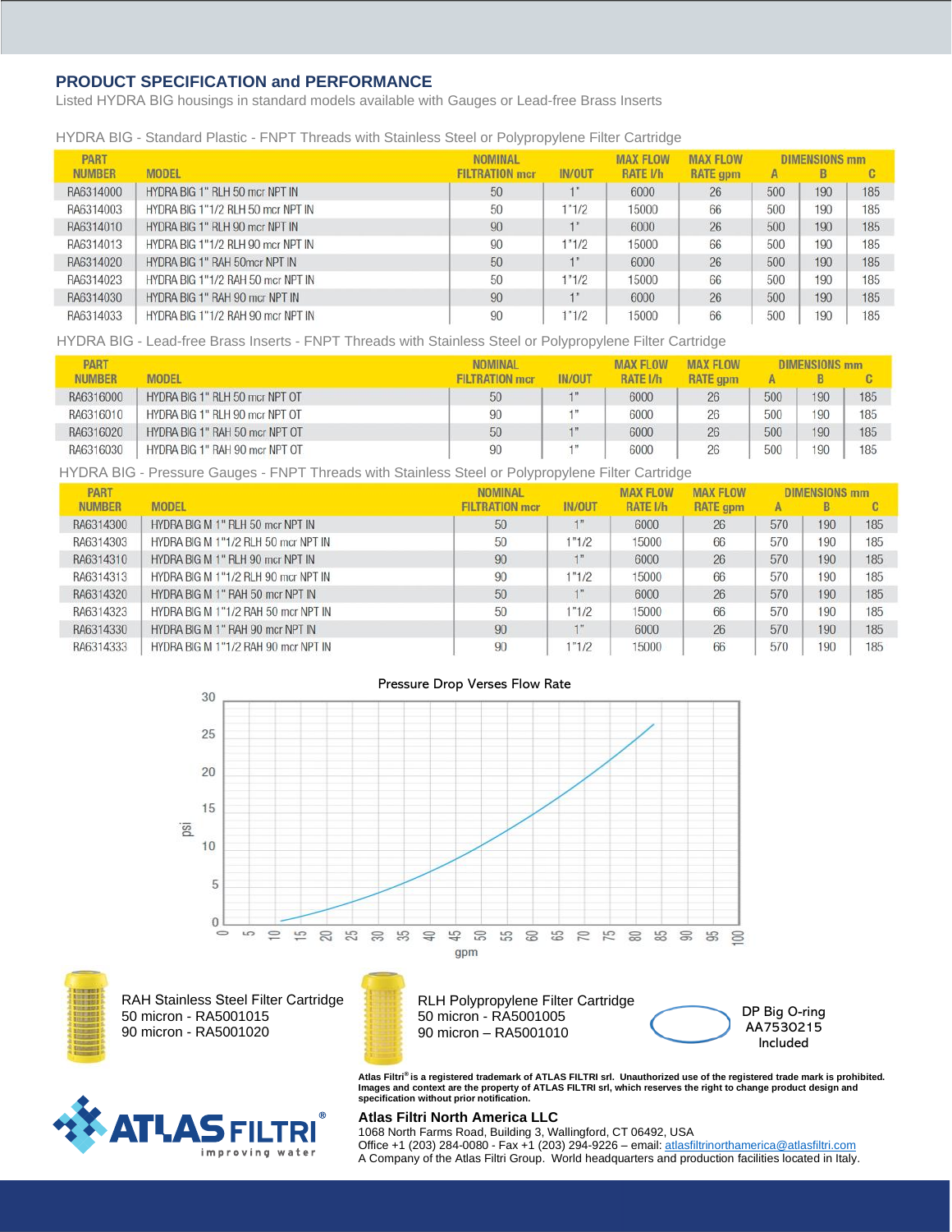## PRODUCT SPECIFICATION and PERFORMANCE

Listed HYDRA BIG housings in standard models available with Gauges or Lead-free Brass Inserts

HYDRA BIG - Standard Plastic - FNPT Threads with Stainless Steel or Polypropylene Filter Cartridge

| PART NUMBER | MODEL | NOMINAL FILTRATION mcr | IN/OUT | MAX FLOW RATE l/h | MAX FLOW RATE gpm | DIMENSIONS mm A | B | C |
|---|---|---|---|---|---|---|---|---|
| RA6314000 | HYDRA BIG 1" RLH 50 mcr NPT IN | 50 | 1" | 6000 | 26 | 500 | 190 | 185 |
| RA6314003 | HYDRA BIG 1"1/2 RLH 50 mcr NPT IN | 50 | 1"1/2 | 15000 | 66 | 500 | 190 | 185 |
| RA6314010 | HYDRA BIG 1" RLH 90 mcr NPT IN | 90 | 1" | 6000 | 26 | 500 | 190 | 185 |
| RA6314013 | HYDRA BIG 1"1/2 RLH 90 mcr NPT IN | 90 | 1"1/2 | 15000 | 66 | 500 | 190 | 185 |
| RA6314020 | HYDRA BIG 1" RAH 50mcr NPT IN | 50 | 1" | 6000 | 26 | 500 | 190 | 185 |
| RA6314023 | HYDRA BIG 1"1/2 RAH 50 mcr NPT IN | 50 | 1"1/2 | 15000 | 66 | 500 | 190 | 185 |
| RA6314030 | HYDRA BIG 1" RAH 90 mcr NPT IN | 90 | 1" | 6000 | 26 | 500 | 190 | 185 |
| RA6314033 | HYDRA BIG 1"1/2 RAH 90 mcr NPT IN | 90 | 1"1/2 | 15000 | 66 | 500 | 190 | 185 |

HYDRA BIG - Lead-free Brass Inserts - FNPT Threads with Stainless Steel or Polypropylene Filter Cartridge

| PART NUMBER | MODEL | NOMINAL FILTRATION mcr | IN/OUT | MAX FLOW RATE l/h | MAX FLOW RATE gpm | DIMENSIONS mm A | B | C |
|---|---|---|---|---|---|---|---|---|
| RA6316000 | HYDRA BIG 1" RLH 50 mcr NPT OT | 50 | 1" | 6000 | 26 | 500 | 190 | 185 |
| RA6316010 | HYDRA BIG 1" RLH 90 mcr NPT OT | 90 | 1" | 6000 | 26 | 500 | 190 | 185 |
| RA6316020 | HYDRA BIG 1" RAH 50 mcr NPT OT | 50 | 1" | 6000 | 26 | 500 | 190 | 185 |
| RA6316030 | HYDRA BIG 1" RAH 90 mcr NPT OT | 90 | 1" | 6000 | 26 | 500 | 190 | 185 |

HYDRA BIG - Pressure Gauges - FNPT Threads with Stainless Steel or Polypropylene Filter Cartridge

| PART NUMBER | MODEL | NOMINAL FILTRATION mcr | IN/OUT | MAX FLOW RATE l/h | MAX FLOW RATE gpm | DIMENSIONS mm A | B | C |
|---|---|---|---|---|---|---|---|---|
| RA6314300 | HYDRA BIG M 1" RLH 50 mcr NPT IN | 50 | 1" | 6000 | 26 | 570 | 190 | 185 |
| RA6314303 | HYDRA BIG M 1"1/2 RLH 50 mcr NPT IN | 50 | 1"1/2 | 15000 | 66 | 570 | 190 | 185 |
| RA6314310 | HYDRA BIG M 1" RLH 90 mcr NPT IN | 90 | 1" | 6000 | 26 | 570 | 190 | 185 |
| RA6314313 | HYDRA BIG M 1"1/2 RLH 90 mcr NPT IN | 90 | 1"1/2 | 15000 | 66 | 570 | 190 | 185 |
| RA6314320 | HYDRA BIG M 1" RAH 50 mcr NPT IN | 50 | 1" | 6000 | 26 | 570 | 190 | 185 |
| RA6314323 | HYDRA BIG M 1"1/2 RAH 50 mcr NPT IN | 50 | 1"1/2 | 15000 | 66 | 570 | 190 | 185 |
| RA6314330 | HYDRA BIG M 1" RAH 90 mcr NPT IN | 90 | 1" | 6000 | 26 | 570 | 190 | 185 |
| RA6314333 | HYDRA BIG M 1"1/2 RAH 90 mcr NPT IN | 90 | 1"1/2 | 15000 | 66 | 570 | 190 | 185 |

Pressure Drop Verses Flow Rate

psi

30
25
20
15
10
5
0

0 5 10 15 20 25 30 35 40 45 50 55 60 65 70 75 80 85 90 95 100

gpm

RAH Stainless Steel Filter Cartridge
50 micron - RA5001015
90 micron - RA5001020

RLH Polypropylene Filter Cartridge
50 micron - RA5001005
90 micron – RA5001010

DP Big O-ring
AA7530215
Included

**Atlas Filtri® is a registered trademark of ATLAS FILTRI srl. Unauthorized use of the registered trade mark is prohibited. Images and context are the property of ATLAS FILTRI srl, which reserves the right to change product design and specification without prior notification.**

ATLAS FILTRI® improving water

**Atlas Filtri North America LLC**
1068 North Farms Road, Building 3, Wallingford, CT 06492, USA
Office +1 (203) 284-0080 - Fax +1 (203) 294-9226 – email: atlasfiltrinorthamerica@atlasfiltri.com
A Company of the Atlas Filtri Group. World headquarters and production facilities located in Italy.